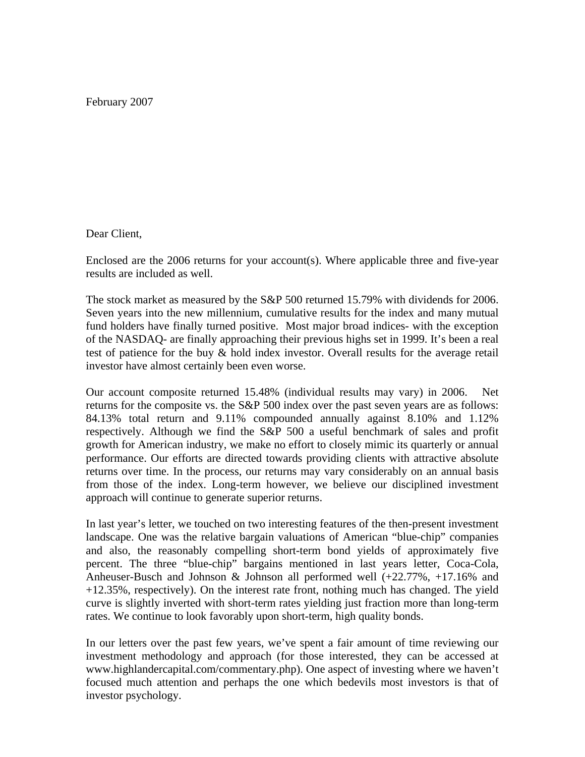February 2007

Dear Client,

Enclosed are the 2006 returns for your account(s). Where applicable three and five-year results are included as well.

The stock market as measured by the S&P 500 returned 15.79% with dividends for 2006. Seven years into the new millennium, cumulative results for the index and many mutual fund holders have finally turned positive. Most major broad indices- with the exception of the NASDAQ- are finally approaching their previous highs set in 1999. It's been a real test of patience for the buy & hold index investor. Overall results for the average retail investor have almost certainly been even worse.

Our account composite returned 15.48% (individual results may vary) in 2006. Net returns for the composite vs. the S&P 500 index over the past seven years are as follows: 84.13% total return and 9.11% compounded annually against 8.10% and 1.12% respectively. Although we find the S&P 500 a useful benchmark of sales and profit growth for American industry, we make no effort to closely mimic its quarterly or annual performance. Our efforts are directed towards providing clients with attractive absolute returns over time. In the process, our returns may vary considerably on an annual basis from those of the index. Long-term however, we believe our disciplined investment approach will continue to generate superior returns.

In last year's letter, we touched on two interesting features of the then-present investment landscape. One was the relative bargain valuations of American "blue-chip" companies and also, the reasonably compelling short-term bond yields of approximately five percent. The three "blue-chip" bargains mentioned in last years letter, Coca-Cola, Anheuser-Busch and Johnson & Johnson all performed well (+22.77%, +17.16% and +12.35%, respectively). On the interest rate front, nothing much has changed. The yield curve is slightly inverted with short-term rates yielding just fraction more than long-term rates. We continue to look favorably upon short-term, high quality bonds.

In our letters over the past few years, we've spent a fair amount of time reviewing our investment methodology and approach (for those interested, they can be accessed at www.highlandercapital.com/commentary.php). One aspect of investing where we haven't focused much attention and perhaps the one which bedevils most investors is that of investor psychology.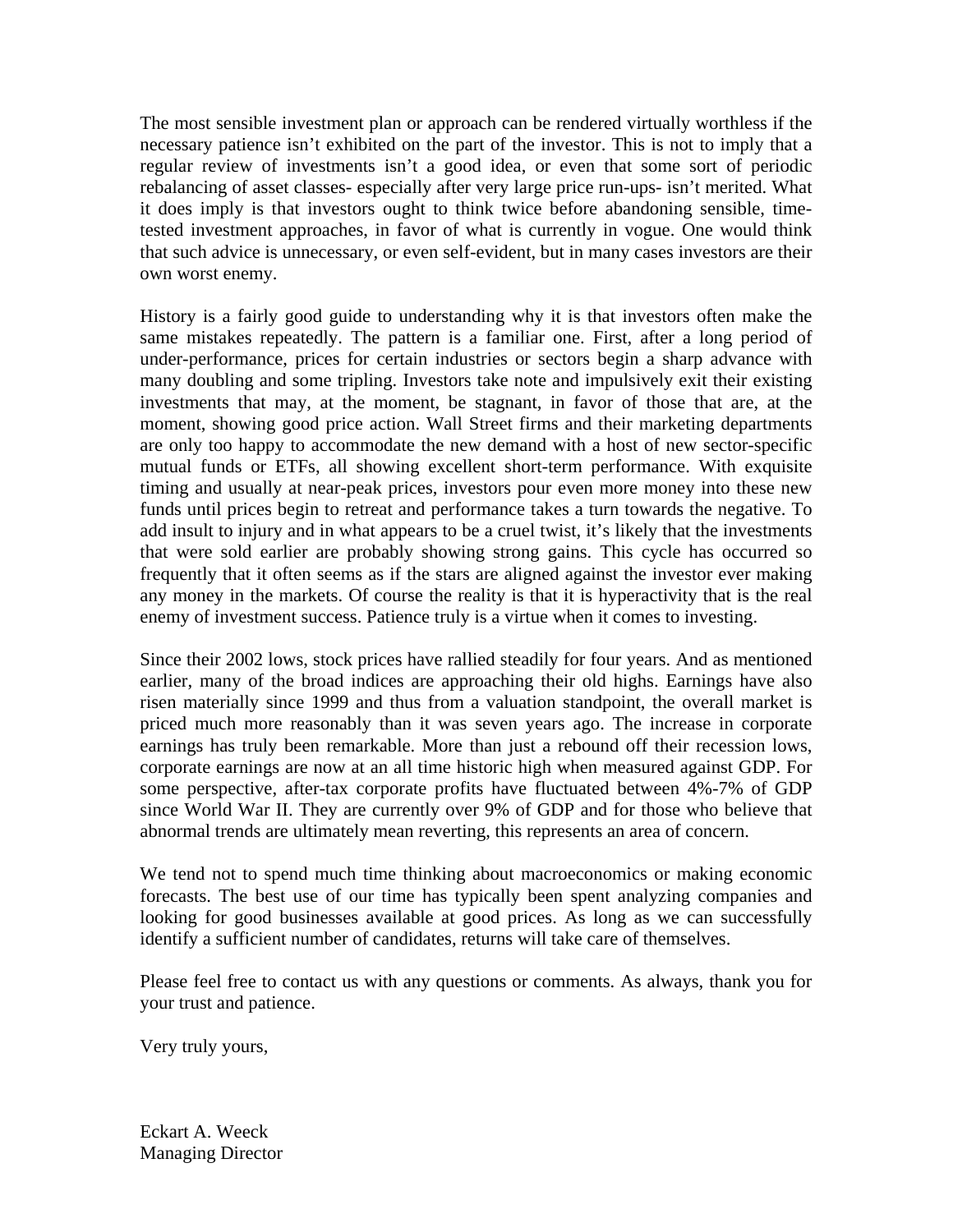The most sensible investment plan or approach can be rendered virtually worthless if the necessary patience isn't exhibited on the part of the investor. This is not to imply that a regular review of investments isn't a good idea, or even that some sort of periodic rebalancing of asset classes- especially after very large price run-ups- isn't merited. What it does imply is that investors ought to think twice before abandoning sensible, time-tested investment approaches, in favor of what is currently in vogue. One would think that such advice is unnecessary, or even self-evident, but in many cases investors are their own worst enemy.

History is a fairly good guide to understanding why it is that investors often make the same mistakes repeatedly. The pattern is a familiar one. First, after a long period of under-performance, prices for certain industries or sectors begin a sharp advance with many doubling and some tripling. Investors take note and impulsively exit their existing investments that may, at the moment, be stagnant, in favor of those that are, at the moment, showing good price action. Wall Street firms and their marketing departments are only too happy to accommodate the new demand with a host of new sector-specific mutual funds or ETFs, all showing excellent short-term performance. With exquisite timing and usually at near-peak prices, investors pour even more money into these new funds until prices begin to retreat and performance takes a turn towards the negative. To add insult to injury and in what appears to be a cruel twist, it's likely that the investments that were sold earlier are probably showing strong gains. This cycle has occurred so frequently that it often seems as if the stars are aligned against the investor ever making any money in the markets. Of course the reality is that it is hyperactivity that is the real enemy of investment success. Patience truly is a virtue when it comes to investing.

Since their 2002 lows, stock prices have rallied steadily for four years. And as mentioned earlier, many of the broad indices are approaching their old highs. Earnings have also risen materially since 1999 and thus from a valuation standpoint, the overall market is priced much more reasonably than it was seven years ago. The increase in corporate earnings has truly been remarkable. More than just a rebound off their recession lows, corporate earnings are now at an all time historic high when measured against GDP. For some perspective, after-tax corporate profits have fluctuated between 4%-7% of GDP since World War II. They are currently over 9% of GDP and for those who believe that abnormal trends are ultimately mean reverting, this represents an area of concern.

We tend not to spend much time thinking about macroeconomics or making economic forecasts. The best use of our time has typically been spent analyzing companies and looking for good businesses available at good prices. As long as we can successfully identify a sufficient number of candidates, returns will take care of themselves.

Please feel free to contact us with any questions or comments. As always, thank you for your trust and patience.

Very truly yours,

Eckart A. Weeck
Managing Director